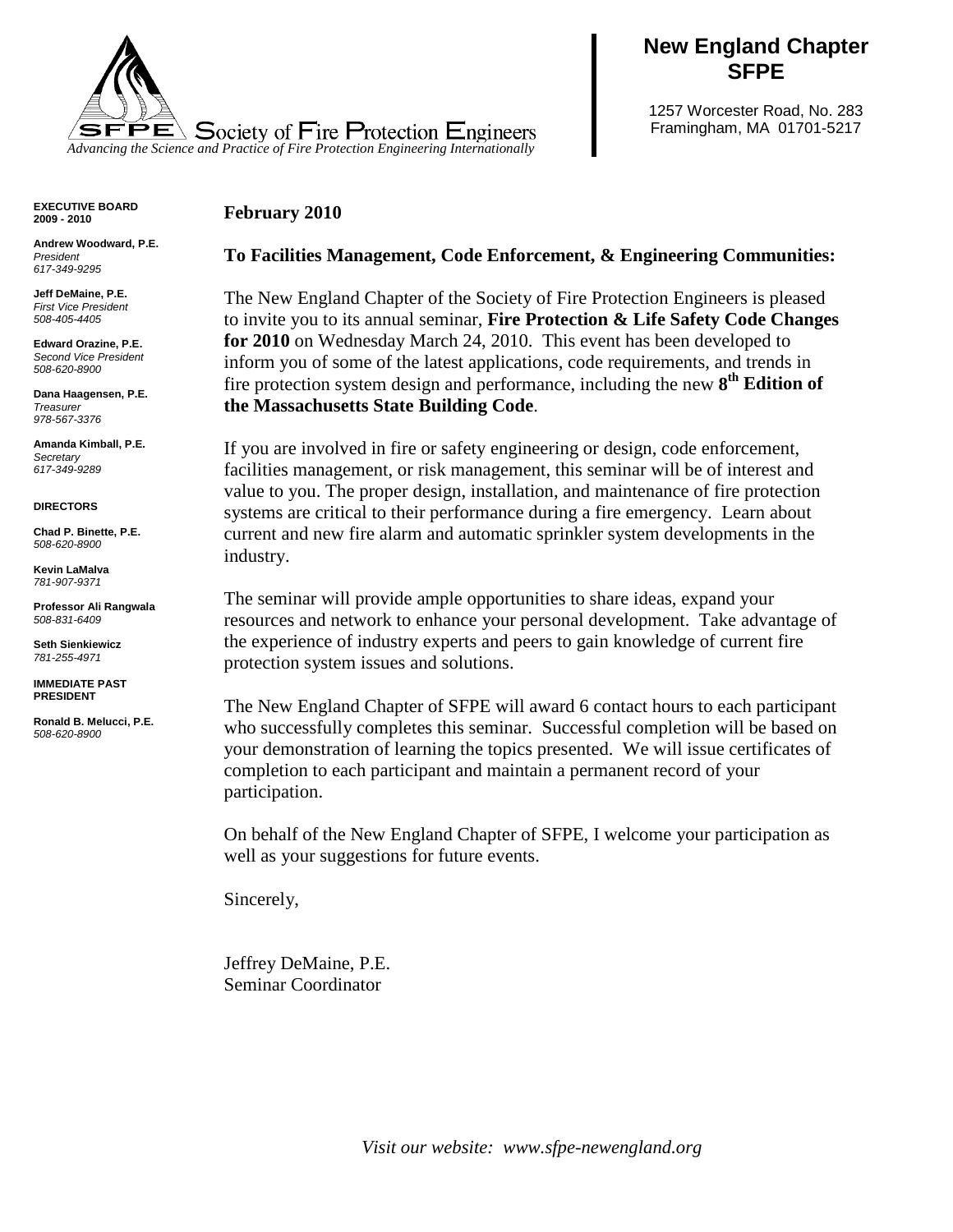Society of Fire Protection Engineers

*Advancing the Science and Practice of Fire Protection Engineering Internationally*

# New England Chapter SFPE

1257 Worcester Road, No. 283
Framingham, MA 01701-5217

**EXECUTIVE BOARD 2009 - 2010**

**Andrew Woodward, P.E.**
*President*
*617-349-9295*

**Jeff DeMaine, P.E.**
*First Vice President*
*508-405-4405*

**Edward Orazine, P.E.**
*Second Vice President*
*508-620-8900*

**Dana Haagensen, P.E.**
*Treasurer*
*978-567-3376*

**Amanda Kimball, P.E.**
*Secretary*
*617-349-9289*

**DIRECTORS**

**Chad P. Binette, P.E.**
*508-620-8900*

**Kevin LaMalva**
*781-907-9371*

**Professor Ali Rangwala**
*508-831-6409*

**Seth Sienkiewicz**
*781-255-4971*

**IMMEDIATE PAST PRESIDENT**

**Ronald B. Melucci, P.E.**
*508-620-8900*

**February 2010**

**To Facilities Management, Code Enforcement, & Engineering Communities:**

The New England Chapter of the Society of Fire Protection Engineers is pleased to invite you to its annual seminar, **Fire Protection & Life Safety Code Changes for 2010** on Wednesday March 24, 2010. This event has been developed to inform you of some of the latest applications, code requirements, and trends in fire protection system design and performance, including the new **8th Edition of the Massachusetts State Building Code**.

If you are involved in fire or safety engineering or design, code enforcement, facilities management, or risk management, this seminar will be of interest and value to you. The proper design, installation, and maintenance of fire protection systems are critical to their performance during a fire emergency. Learn about current and new fire alarm and automatic sprinkler system developments in the industry.

The seminar will provide ample opportunities to share ideas, expand your resources and network to enhance your personal development. Take advantage of the experience of industry experts and peers to gain knowledge of current fire protection system issues and solutions.

The New England Chapter of SFPE will award 6 contact hours to each participant who successfully completes this seminar. Successful completion will be based on your demonstration of learning the topics presented. We will issue certificates of completion to each participant and maintain a permanent record of your participation.

On behalf of the New England Chapter of SFPE, I welcome your participation as well as your suggestions for future events.

Sincerely,

Jeffrey DeMaine, P.E.
Seminar Coordinator

*Visit our website: www.sfpe-newengland.org*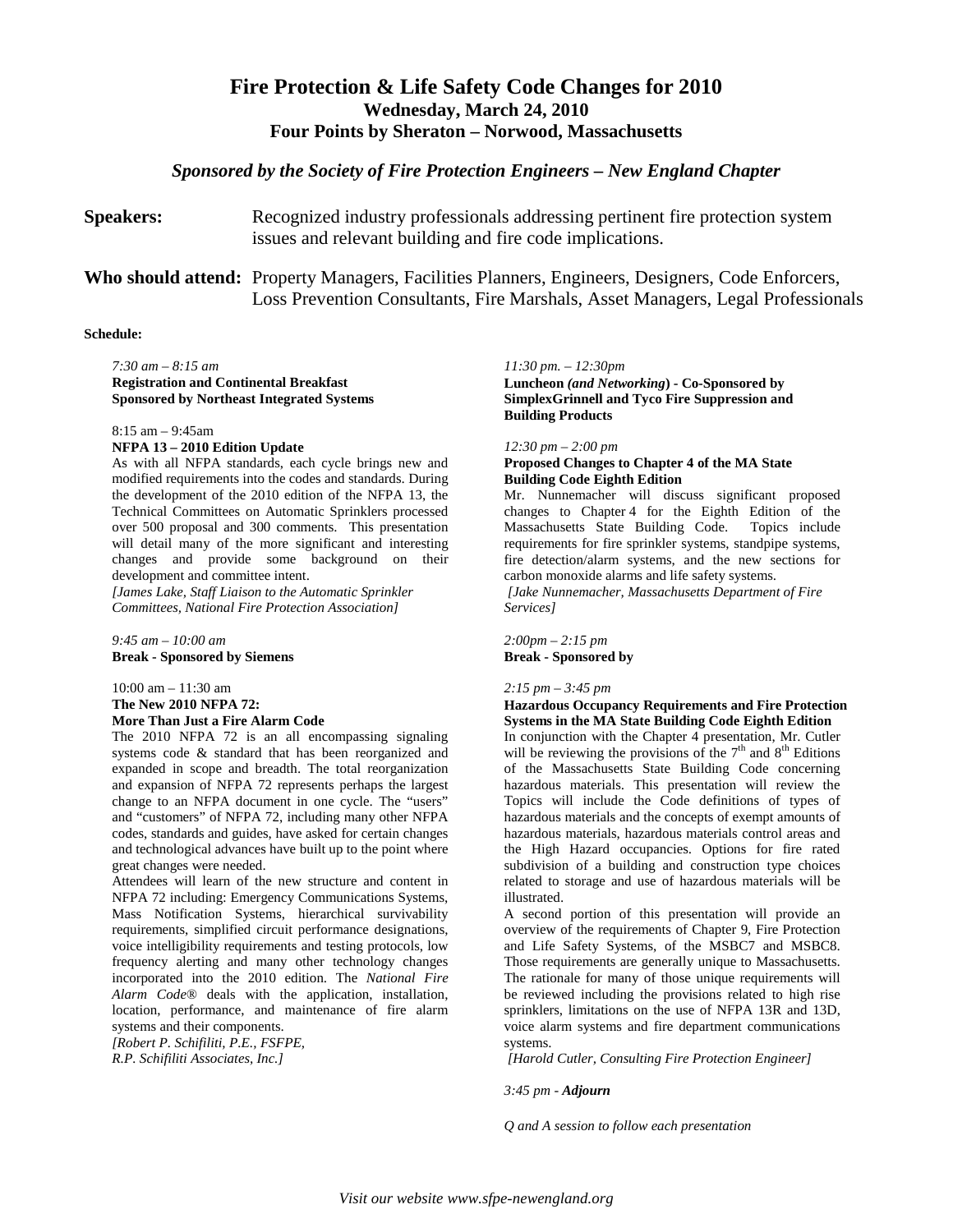# Fire Protection & Life Safety Code Changes for 2010

**Wednesday, March 24, 2010**

**Four Points by Sheraton – Norwood, Massachusetts**

***Sponsored by the Society of Fire Protection Engineers – New England Chapter***

**Speakers:** Recognized industry professionals addressing pertinent fire protection system issues and relevant building and fire code implications.

**Who should attend:** Property Managers, Facilities Planners, Engineers, Designers, Code Enforcers, Loss Prevention Consultants, Fire Marshals, Asset Managers, Legal Professionals

**Schedule:**

*7:30 am – 8:15 am*
**Registration and Continental Breakfast**
**Sponsored by Northeast Integrated Systems**

8:15 am – 9:45am
**NFPA 13 – 2010 Edition Update**

As with all NFPA standards, each cycle brings new and modified requirements into the codes and standards. During the development of the 2010 edition of the NFPA 13, the Technical Committees on Automatic Sprinklers processed over 500 proposal and 300 comments. This presentation will detail many of the more significant and interesting changes and provide some background on their development and committee intent.

*[James Lake, Staff Liaison to the Automatic Sprinkler Committees, National Fire Protection Association]*

*9:45 am – 10:00 am*
**Break - Sponsored by Siemens**

10:00 am – 11:30 am
**The New 2010 NFPA 72:**
**More Than Just a Fire Alarm Code**

The 2010 NFPA 72 is an all encompassing signaling systems code & standard that has been reorganized and expanded in scope and breadth. The total reorganization and expansion of NFPA 72 represents perhaps the largest change to an NFPA document in one cycle. The "users" and "customers" of NFPA 72, including many other NFPA codes, standards and guides, have asked for certain changes and technological advances have built up to the point where great changes were needed.

Attendees will learn of the new structure and content in NFPA 72 including: Emergency Communications Systems, Mass Notification Systems, hierarchical survivability requirements, simplified circuit performance designations, voice intelligibility requirements and testing protocols, low frequency alerting and many other technology changes incorporated into the 2010 edition. The *National Fire Alarm Code®* deals with the application, installation, location, performance, and maintenance of fire alarm systems and their components.

*[Robert P. Schifiliti, P.E., FSFPE,*
*R.P. Schifiliti Associates, Inc.]*

*11:30 pm. – 12:30pm*
**Luncheon *(and Networking)* - Co-Sponsored by SimplexGrinnell and Tyco Fire Suppression and Building Products**

*12:30 pm – 2:00 pm*
**Proposed Changes to Chapter 4 of the MA State Building Code Eighth Edition**

Mr. Nunnemacher will discuss significant proposed changes to Chapter 4 for the Eighth Edition of the Massachusetts State Building Code. Topics include requirements for fire sprinkler systems, standpipe systems, fire detection/alarm systems, and the new sections for carbon monoxide alarms and life safety systems.

*[Jake Nunnemacher, Massachusetts Department of Fire Services]*

*2:00pm – 2:15 pm*
**Break - Sponsored by**

*2:15 pm – 3:45 pm*
**Hazardous Occupancy Requirements and Fire Protection Systems in the MA State Building Code Eighth Edition**

In conjunction with the Chapter 4 presentation, Mr. Cutler will be reviewing the provisions of the 7th and 8th Editions of the Massachusetts State Building Code concerning hazardous materials. This presentation will review the Topics will include the Code definitions of types of hazardous materials and the concepts of exempt amounts of hazardous materials, hazardous materials control areas and the High Hazard occupancies. Options for fire rated subdivision of a building and construction type choices related to storage and use of hazardous materials will be illustrated.

A second portion of this presentation will provide an overview of the requirements of Chapter 9, Fire Protection and Life Safety Systems, of the MSBC7 and MSBC8. Those requirements are generally unique to Massachusetts. The rationale for many of those unique requirements will be reviewed including the provisions related to high rise sprinklers, limitations on the use of NFPA 13R and 13D, voice alarm systems and fire department communications systems.

*[Harold Cutler, Consulting Fire Protection Engineer]*

*3:45 pm - **Adjourn***

*Q and A session to follow each presentation*

*Visit our website www.sfpe-newengland.org*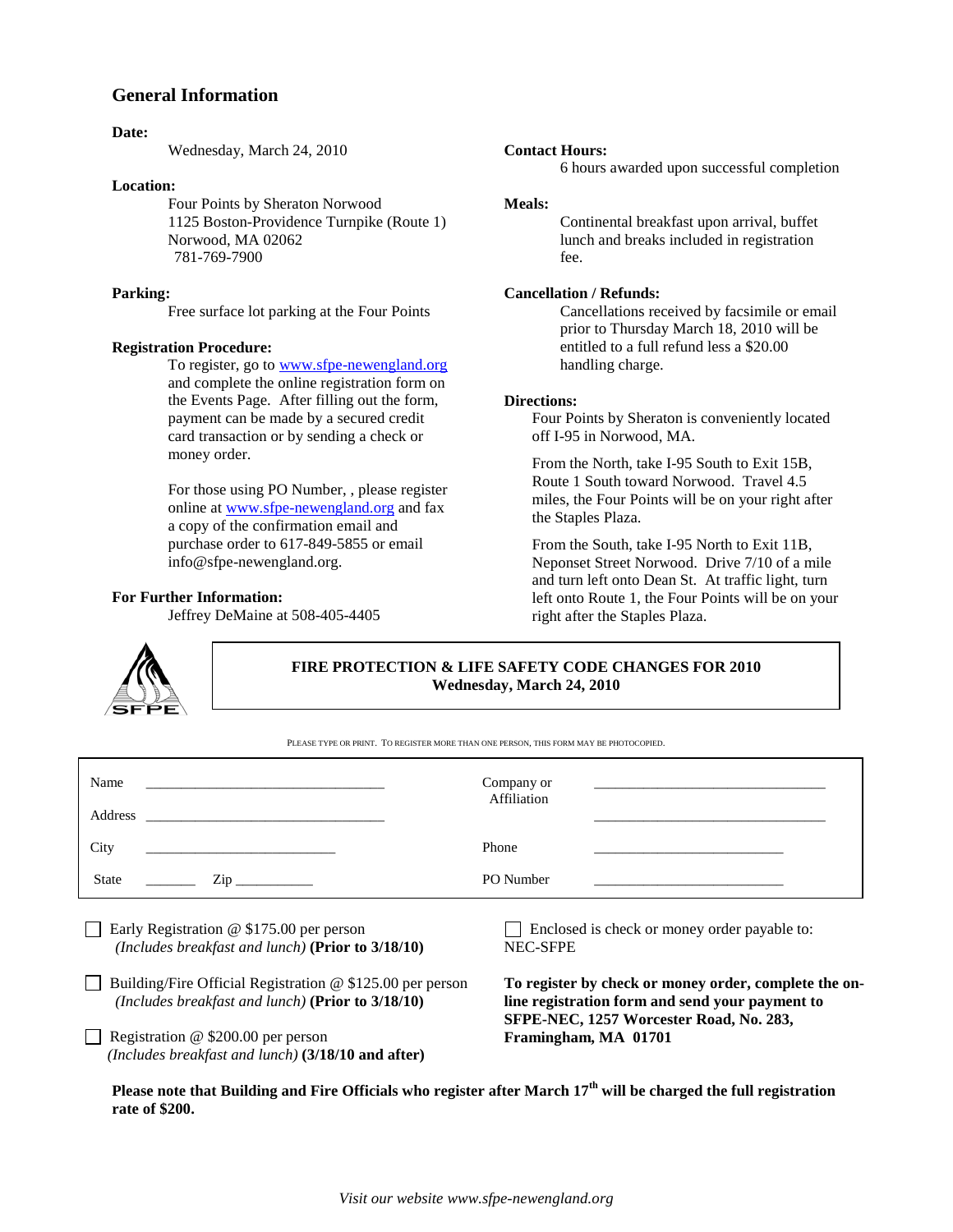## General Information

**Date:**

Wednesday, March 24, 2010

**Location:**

Four Points by Sheraton Norwood
1125 Boston-Providence Turnpike (Route 1)
Norwood, MA 02062
781-769-7900

**Parking:**

Free surface lot parking at the Four Points

**Registration Procedure:**

To register, go to www.sfpe-newengland.org and complete the online registration form on the Events Page. After filling out the form, payment can be made by a secured credit card transaction or by sending a check or money order.

For those using PO Number, , please register online at www.sfpe-newengland.org and fax a copy of the confirmation email and purchase order to 617-849-5855 or email info@sfpe-newengland.org.

**For Further Information:**

Jeffrey DeMaine at 508-405-4405

**Contact Hours:**

6 hours awarded upon successful completion

**Meals:**

Continental breakfast upon arrival, buffet lunch and breaks included in registration fee.

**Cancellation / Refunds:**

Cancellations received by facsimile or email prior to Thursday March 18, 2010 will be entitled to a full refund less a $20.00 handling charge.

**Directions:**

Four Points by Sheraton is conveniently located off I-95 in Norwood, MA.

From the North, take I-95 South to Exit 15B, Route 1 South toward Norwood. Travel 4.5 miles, the Four Points will be on your right after the Staples Plaza.

From the South, take I-95 North to Exit 11B, Neponset Street Norwood. Drive 7/10 of a mile and turn left onto Dean St. At traffic light, turn left onto Route 1, the Four Points will be on your right after the Staples Plaza.

SFPE

**FIRE PROTECTION & LIFE SAFETY CODE CHANGES FOR 2010**
**Wednesday, March 24, 2010**

PLEASE TYPE OR PRINT. TO REGISTER MORE THAN ONE PERSON, THIS FORM MAY BE PHOTOCOPIED.

| | | | |
|---|---|---|---|
| Name | ______________________ | Company or Affiliation | ______________________ |
| Address | ______________________ | | ______________________ |
| City | ______________________ | Phone | ______________________ |
| State | _______ Zip ___________ | PO Number | ______________________ |

☐ Early Registration @ $175.00 per person
*(Includes breakfast and lunch)* **(Prior to 3/18/10)**

☐ Building/Fire Official Registration @ $125.00 per person
*(Includes breakfast and lunch)* **(Prior to 3/18/10)**

☐ Registration @ $200.00 per person
*(Includes breakfast and lunch)* **(3/18/10 and after)**

☐ Enclosed is check or money order payable to: NEC-SFPE

**To register by check or money order, complete the on-line registration form and send your payment to SFPE-NEC, 1257 Worcester Road, No. 283, Framingham, MA 01701**

**Please note that Building and Fire Officials who register after March 17th will be charged the full registration rate of $200.**

*Visit our website www.sfpe-newengland.org*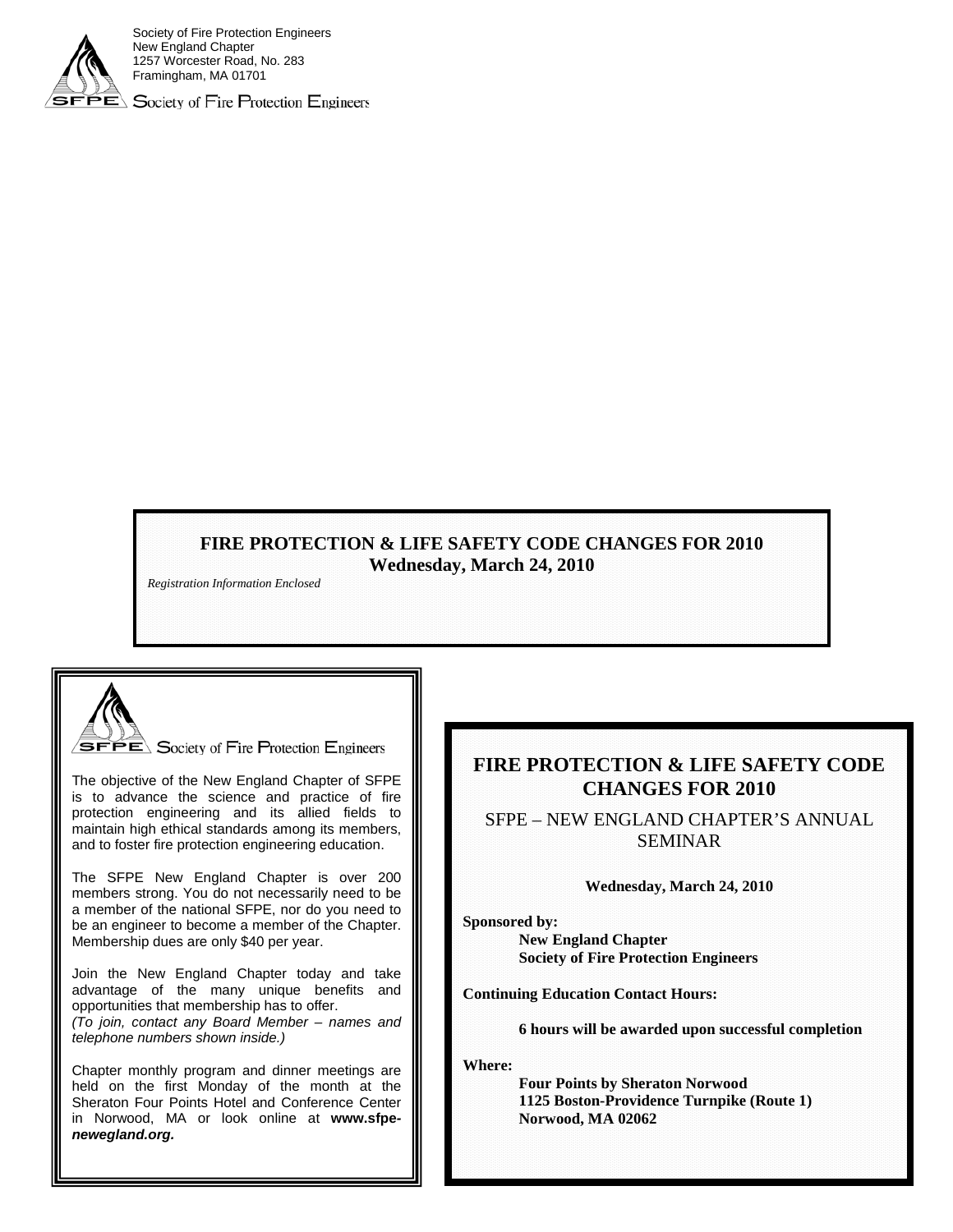Society of Fire Protection Engineers
New England Chapter
1257 Worcester Road, No. 283
Framingham, MA 01701

Society of Fire Protection Engineers

**FIRE PROTECTION & LIFE SAFETY CODE CHANGES FOR 2010**
**Wednesday, March 24, 2010**

*Registration Information Enclosed*

Society of Fire Protection Engineers

The objective of the New England Chapter of SFPE is to advance the science and practice of fire protection engineering and its allied fields to maintain high ethical standards among its members, and to foster fire protection engineering education.

The SFPE New England Chapter is over 200 members strong. You do not necessarily need to be a member of the national SFPE, nor do you need to be an engineer to become a member of the Chapter. Membership dues are only $40 per year.

Join the New England Chapter today and take advantage of the many unique benefits and opportunities that membership has to offer.
*(To join, contact any Board Member – names and telephone numbers shown inside.)*

Chapter monthly program and dinner meetings are held on the first Monday of the month at the Sheraton Four Points Hotel and Conference Center in Norwood, MA or look online at ***www.sfpe-newegland.org.***

## FIRE PROTECTION & LIFE SAFETY CODE CHANGES FOR 2010

SFPE – NEW ENGLAND CHAPTER'S ANNUAL SEMINAR

**Wednesday, March 24, 2010**

**Sponsored by:**
**New England Chapter**
**Society of Fire Protection Engineers**

**Continuing Education Contact Hours:**

**6 hours will be awarded upon successful completion**

**Where:**
**Four Points by Sheraton Norwood**
**1125 Boston-Providence Turnpike (Route 1)**
**Norwood, MA 02062**